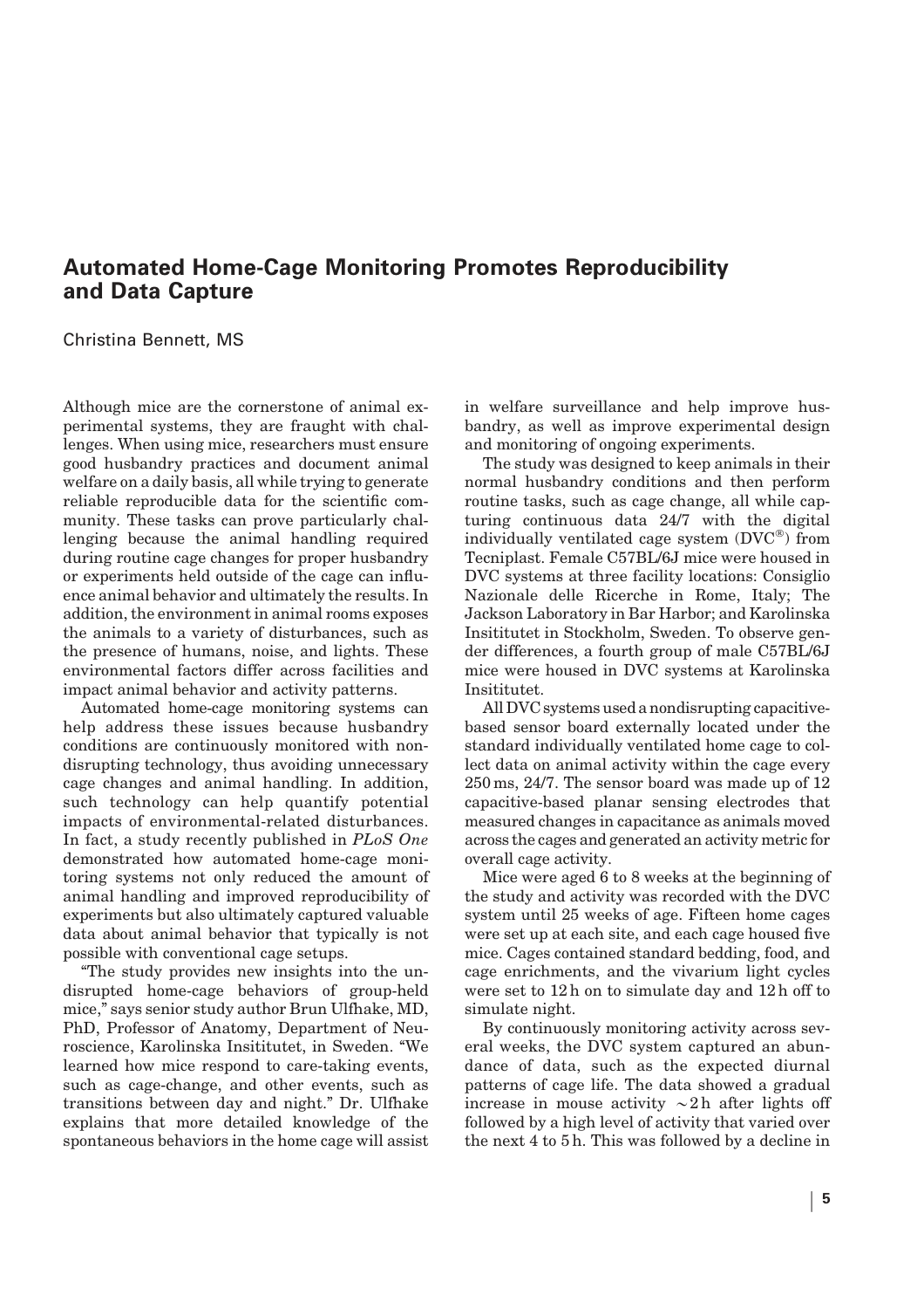# Automated Home-Cage Monitoring Promotes Reproducibility and Data Capture

Christina Bennett, MS

Although mice are the cornerstone of animal experimental systems, they are fraught with challenges. When using mice, researchers must ensure good husbandry practices and document animal welfare on a daily basis, all while trying to generate reliable reproducible data for the scientific community. These tasks can prove particularly challenging because the animal handling required during routine cage changes for proper husbandry or experiments held outside of the cage can influence animal behavior and ultimately the results. In addition, the environment in animal rooms exposes the animals to a variety of disturbances, such as the presence of humans, noise, and lights. These environmental factors differ across facilities and impact animal behavior and activity patterns.

Automated home-cage monitoring systems can help address these issues because husbandry conditions are continuously monitored with nondisrupting technology, thus avoiding unnecessary cage changes and animal handling. In addition, such technology can help quantify potential impacts of environmental-related disturbances. In fact, a study recently published in *PLoS One* demonstrated how automated home-cage monitoring systems not only reduced the amount of animal handling and improved reproducibility of experiments but also ultimately captured valuable data about animal behavior that typically is not possible with conventional cage setups.

"The study provides new insights into the undisrupted home-cage behaviors of group-held mice," says senior study author Brun Ulfhake, MD, PhD, Professor of Anatomy, Department of Neuroscience, Karolinska Insititutet, in Sweden. "We learned how mice respond to care-taking events, such as cage-change, and other events, such as transitions between day and night." Dr. Ulfhake explains that more detailed knowledge of the spontaneous behaviors in the home cage will assist in welfare surveillance and help improve husbandry, as well as improve experimental design and monitoring of ongoing experiments.

The study was designed to keep animals in their normal husbandry conditions and then perform routine tasks, such as cage change, all while capturing continuous data 24/7 with the digital individually ventilated cage system (DVC®) from Tecniplast. Female C57BL/6J mice were housed in DVC systems at three facility locations: Consiglio Nazionale delle Ricerche in Rome, Italy; The Jackson Laboratory in Bar Harbor; and Karolinska Insititutet in Stockholm, Sweden. To observe gender differences, a fourth group of male C57BL/6J mice were housed in DVC systems at Karolinska Insititutet.

All DVC systems used a nondisrupting capacitive-based sensor board externally located under the standard individually ventilated home cage to collect data on animal activity within the cage every 250 ms, 24/7. The sensor board was made up of 12 capacitive-based planar sensing electrodes that measured changes in capacitance as animals moved across the cages and generated an activity metric for overall cage activity.

Mice were aged 6 to 8 weeks at the beginning of the study and activity was recorded with the DVC system until 25 weeks of age. Fifteen home cages were set up at each site, and each cage housed five mice. Cages contained standard bedding, food, and cage enrichments, and the vivarium light cycles were set to 12 h on to simulate day and 12 h off to simulate night.

By continuously monitoring activity across several weeks, the DVC system captured an abundance of data, such as the expected diurnal patterns of cage life. The data showed a gradual increase in mouse activity ~2 h after lights off followed by a high level of activity that varied over the next 4 to 5 h. This was followed by a decline in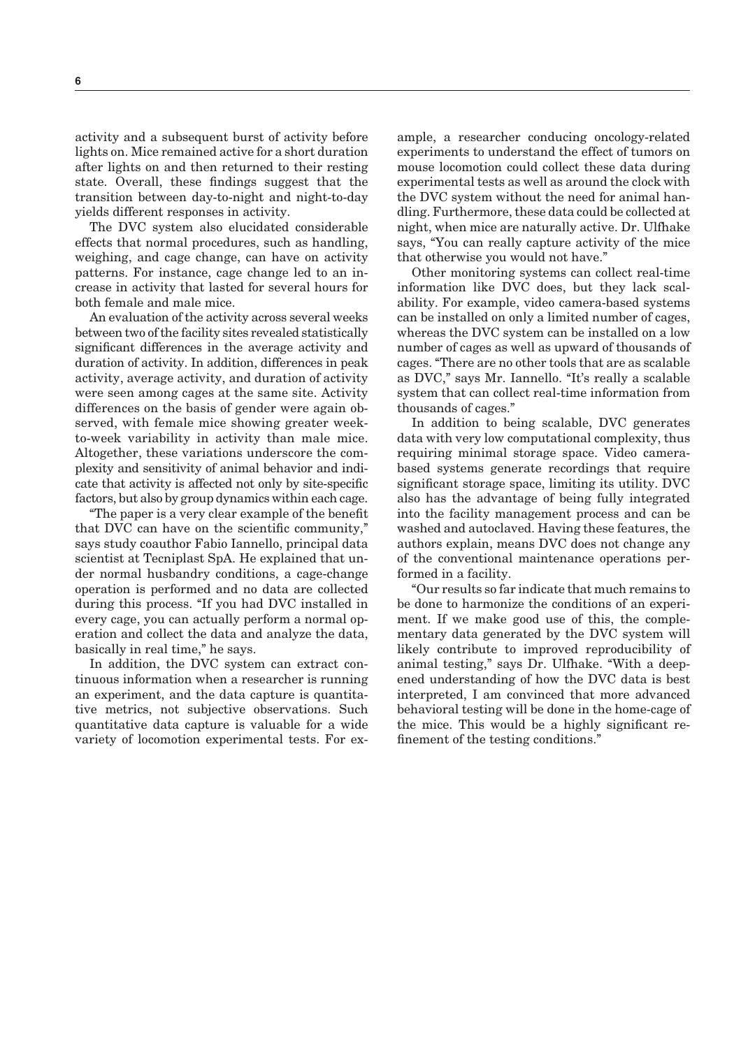activity and a subsequent burst of activity before lights on. Mice remained active for a short duration after lights on and then returned to their resting state. Overall, these findings suggest that the transition between day-to-night and night-to-day yields different responses in activity.

The DVC system also elucidated considerable effects that normal procedures, such as handling, weighing, and cage change, can have on activity patterns. For instance, cage change led to an increase in activity that lasted for several hours for both female and male mice.

An evaluation of the activity across several weeks between two of the facility sites revealed statistically significant differences in the average activity and duration of activity. In addition, differences in peak activity, average activity, and duration of activity were seen among cages at the same site. Activity differences on the basis of gender were again observed, with female mice showing greater week-to-week variability in activity than male mice. Altogether, these variations underscore the complexity and sensitivity of animal behavior and indicate that activity is affected not only by site-specific factors, but also by group dynamics within each cage.

"The paper is a very clear example of the benefit that DVC can have on the scientific community," says study coauthor Fabio Iannello, principal data scientist at Tecniplast SpA. He explained that under normal husbandry conditions, a cage-change operation is performed and no data are collected during this process. "If you had DVC installed in every cage, you can actually perform a normal operation and collect the data and analyze the data, basically in real time," he says.

In addition, the DVC system can extract continuous information when a researcher is running an experiment, and the data capture is quantitative metrics, not subjective observations. Such quantitative data capture is valuable for a wide variety of locomotion experimental tests. For example, a researcher conducing oncology-related experiments to understand the effect of tumors on mouse locomotion could collect these data during experimental tests as well as around the clock with the DVC system without the need for animal handling. Furthermore, these data could be collected at night, when mice are naturally active. Dr. Ulfhake says, "You can really capture activity of the mice that otherwise you would not have."

Other monitoring systems can collect real-time information like DVC does, but they lack scalability. For example, video camera-based systems can be installed on only a limited number of cages, whereas the DVC system can be installed on a low number of cages as well as upward of thousands of cages. "There are no other tools that are as scalable as DVC," says Mr. Iannello. "It's really a scalable system that can collect real-time information from thousands of cages."

In addition to being scalable, DVC generates data with very low computational complexity, thus requiring minimal storage space. Video camera-based systems generate recordings that require significant storage space, limiting its utility. DVC also has the advantage of being fully integrated into the facility management process and can be washed and autoclaved. Having these features, the authors explain, means DVC does not change any of the conventional maintenance operations performed in a facility.

"Our results so far indicate that much remains to be done to harmonize the conditions of an experiment. If we make good use of this, the complementary data generated by the DVC system will likely contribute to improved reproducibility of animal testing," says Dr. Ulfhake. "With a deepened understanding of how the DVC data is best interpreted, I am convinced that more advanced behavioral testing will be done in the home-cage of the mice. This would be a highly significant refinement of the testing conditions."